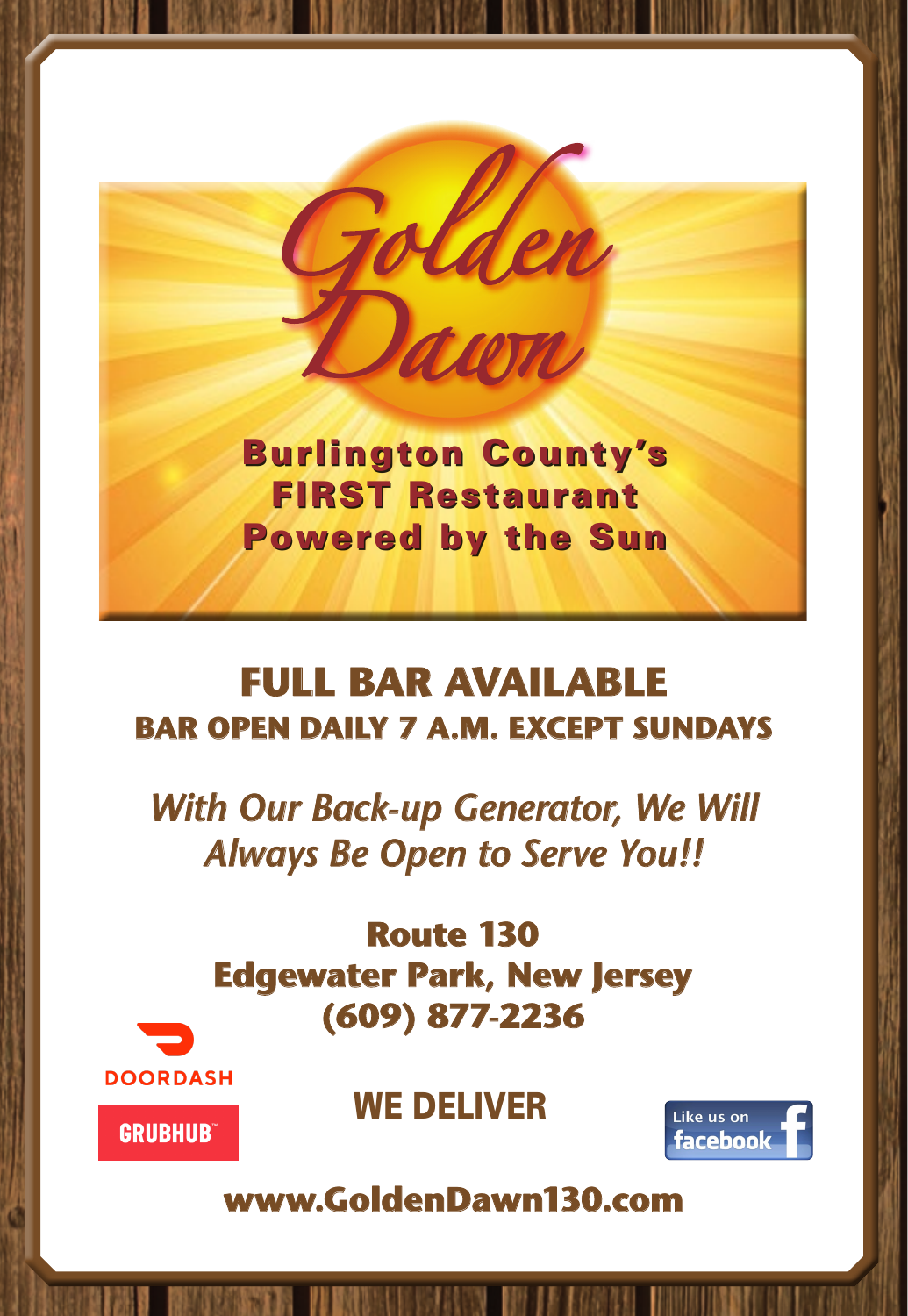# Golden Dawn

**Burlington County's FIRST Restaurant Powered by the Sun**

## FULL BAR AVAILABLE

**BAR OPEN DAILY 7 A.M. EXCEPT SUNDAYS**

*With Our Back-up Generator, We Will Always Be Open to Serve You!!*

**Route 130**
**Edgewater Park, New Jersey**
**(609) 877-2236**

DOORDASH

GRUBHUB

**WE DELIVER**

Like us on facebook

**www.GoldenDawn130.com**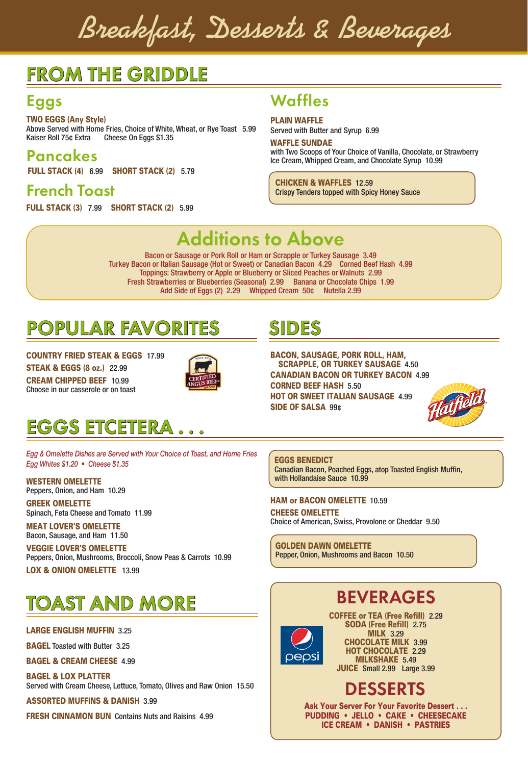# Breakfast, Desserts & Beverages

## FROM THE GRIDDLE

### Eggs

**TWO EGGS (Any Style)**
Above Served with Home Fries, Choice of White, Wheat, or Rye Toast 5.99
Kaiser Roll 75¢ Extra  Cheese On Eggs $1.35

### Pancakes

**FULL STACK (4)** 6.99  **SHORT STACK (2)** 5.79

### French Toast

**FULL STACK (3)** 7.99  **SHORT STACK (2)** 5.99

### Waffles

**PLAIN WAFFLE**
Served with Butter and Syrup 6.99

**WAFFLE SUNDAE**
with Two Scoops of Your Choice of Vanilla, Chocolate, or Strawberry Ice Cream, Whipped Cream, and Chocolate Syrup 10.99

**CHICKEN & WAFFLES** 12.59
Crispy Tenders topped with Spicy Honey Sauce

### Additions to Above

Bacon or Sausage or Pork Roll or Ham or Scrapple or Turkey Sausage 3.49
Turkey Bacon or Italian Sausage (Hot or Sweet) or Canadian Bacon 4.29  Corned Beef Hash 4.99
Toppings: Strawberry or Apple or Blueberry or Sliced Peaches or Walnuts 2.99
Fresh Strawberries or Blueberries (Seasonal) 2.99  Banana or Chocolate Chips 1.99
Add Side of Eggs (2) 2.29  Whipped Cream 50¢  Nutella 2.99

## POPULAR FAVORITES

**COUNTRY FRIED STEAK & EGGS** 17.99
**STEAK & EGGS (8 oz.)** 22.99
**CREAM CHIPPED BEEF** 10.99
Choose in our casserole or on toast

## SIDES

**BACON, SAUSAGE, PORK ROLL, HAM, SCRAPPLE, OR TURKEY SAUSAGE** 4.50
**CANADIAN BACON OR TURKEY BACON** 4.99
**CORNED BEEF HASH** 5.50
**HOT OR SWEET ITALIAN SAUSAGE** 4.99
**SIDE OF SALSA** 99¢

## EGGS ETCETERA . . .

*Egg & Omelette Dishes are Served with Your Choice of Toast, and Home Fries*
*Egg Whites $1.20 • Cheese $1.35*

**WESTERN OMELETTE**
Peppers, Onion, and Ham 10.29

**GREEK OMELETTE**
Spinach, Feta Cheese and Tomato 11.99

**MEAT LOVER'S OMELETTE**
Bacon, Sausage, and Ham 11.50

**VEGGIE LOVER'S OMELETTE**
Peppers, Onion, Mushrooms, Broccoli, Snow Peas & Carrots 10.99

**LOX & ONION OMELETTE** 13.99

**EGGS BENEDICT**
Canadian Bacon, Poached Eggs, atop Toasted English Muffin, with Hollandaise Sauce 10.99

**HAM or BACON OMELETTE** 10.59

**CHEESE OMELETTE**
Choice of American, Swiss, Provolone or Cheddar 9.50

**GOLDEN DAWN OMELETTE**
Pepper, Onion, Mushrooms and Bacon 10.50

## TOAST AND MORE

**LARGE ENGLISH MUFFIN** 3.25

**BAGEL** Toasted with Butter 3.25

**BAGEL & CREAM CHEESE** 4.99

**BAGEL & LOX PLATTER**
Served with Cream Cheese, Lettuce, Tomato, Olives and Raw Onion 15.50

**ASSORTED MUFFINS & DANISH** 3.99

**FRESH CINNAMON BUN** Contains Nuts and Raisins 4.99

## BEVERAGES

**COFFEE or TEA (Free Refill)** 2.29
**SODA (Free Refill)** 2.75
**MILK** 3.29
**CHOCOLATE MILK** 3.99
**HOT CHOCOLATE** 2.29
**MILKSHAKE** 5.49
**JUICE** Small 2.99  Large 3.99

## DESSERTS

**Ask Your Server For Your Favorite Dessert . . .**
**PUDDING • JELLO • CAKE • CHEESECAKE**
**ICE CREAM • DANISH • PASTRIES**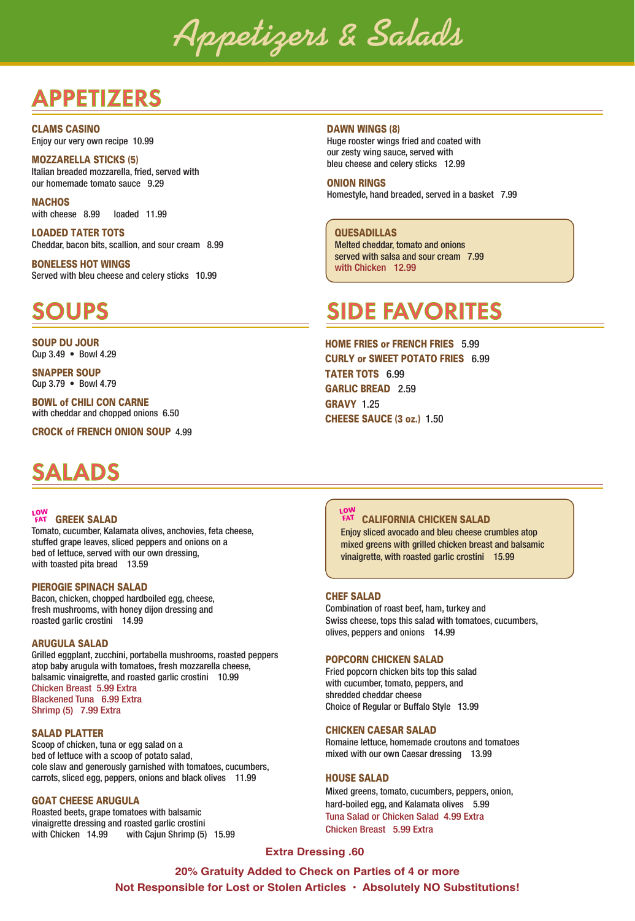# Appetizers & Salads

## APPETIZERS

**CLAMS CASINO**
Enjoy our very own recipe 10.99

**MOZZARELLA STICKS (5)**
Italian breaded mozzarella, fried, served with our homemade tomato sauce 9.29

**NACHOS**
with cheese 8.99 loaded 11.99

**LOADED TATER TOTS**
Cheddar, bacon bits, scallion, and sour cream 8.99

**BONELESS HOT WINGS**
Served with bleu cheese and celery sticks 10.99

**DAWN WINGS (8)**
Huge rooster wings fried and coated with our zesty wing sauce, served with bleu cheese and celery sticks 12.99

**ONION RINGS**
Homestyle, hand breaded, served in a basket 7.99

**QUESADILLAS**
Melted cheddar, tomato and onions served with salsa and sour cream 7.99
with Chicken 12.99

## SOUPS

**SOUP DU JOUR**
Cup 3.49 • Bowl 4.29

**SNAPPER SOUP**
Cup 3.79 • Bowl 4.79

**BOWL of CHILI CON CARNE**
with cheddar and chopped onions 6.50

**CROCK of FRENCH ONION SOUP** 4.99

## SIDE FAVORITES

**HOME FRIES or FRENCH FRIES** 5.99
**CURLY or SWEET POTATO FRIES** 6.99
**TATER TOTS** 6.99
**GARLIC BREAD** 2.59
**GRAVY** 1.25
**CHEESE SAUCE (3 oz.)** 1.50

## SALADS

LOW FAT **GREEK SALAD**
Tomato, cucumber, Kalamata olives, anchovies, feta cheese, stuffed grape leaves, sliced peppers and onions on a bed of lettuce, served with our own dressing, with toasted pita bread 13.59

**PIEROGIE SPINACH SALAD**
Bacon, chicken, chopped hardboiled egg, cheese, fresh mushrooms, with honey dijon dressing and roasted garlic crostini 14.99

**ARUGULA SALAD**
Grilled eggplant, zucchini, portabella mushrooms, roasted peppers atop baby arugula with tomatoes, fresh mozzarella cheese, balsamic vinaigrette, and roasted garlic crostini 10.99
Chicken Breast 5.99 Extra
Blackened Tuna 6.99 Extra
Shrimp (5) 7.99 Extra

**SALAD PLATTER**
Scoop of chicken, tuna or egg salad on a bed of lettuce with a scoop of potato salad, cole slaw and generously garnished with tomatoes, cucumbers, carrots, sliced egg, peppers, onions and black olives 11.99

**GOAT CHEESE ARUGULA**
Roasted beets, grape tomatoes with balsamic vinaigrette dressing and roasted garlic crostini
with Chicken 14.99 with Cajun Shrimp (5) 15.99

LOW FAT **CALIFORNIA CHICKEN SALAD**
Enjoy sliced avocado and bleu cheese crumbles atop mixed greens with grilled chicken breast and balsamic vinaigrette, with roasted garlic crostini 15.99

**CHEF SALAD**
Combination of roast beef, ham, turkey and Swiss cheese, tops this salad with tomatoes, cucumbers, olives, peppers and onions 14.99

**POPCORN CHICKEN SALAD**
Fried popcorn chicken bits top this salad with cucumber, tomato, peppers, and shredded cheddar cheese
Choice of Regular or Buffalo Style 13.99

**CHICKEN CAESAR SALAD**
Romaine lettuce, homemade croutons and tomatoes mixed with our own Caesar dressing 13.99

**HOUSE SALAD**
Mixed greens, tomato, cucumbers, peppers, onion, hard-boiled egg, and Kalamata olives 5.99
Tuna Salad or Chicken Salad 4.99 Extra
Chicken Breast 5.99 Extra

**Extra Dressing .60**

**20% Gratuity Added to Check on Parties of 4 or more**

**Not Responsible for Lost or Stolen Articles • Absolutely NO Substitutions!**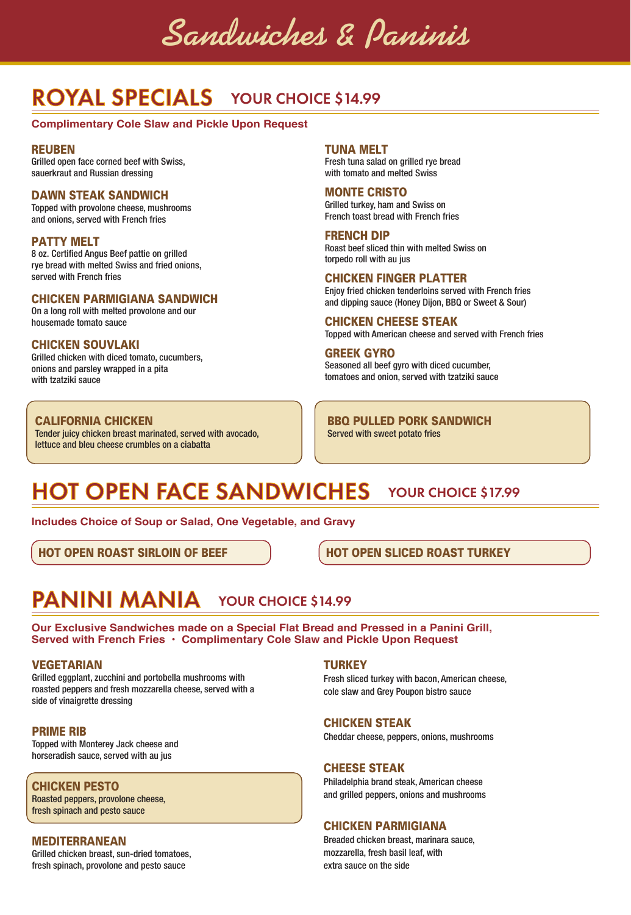# Sandwiches & Paninis

## ROYAL SPECIALS — YOUR CHOICE $14.99

**Complimentary Cole Slaw and Pickle Upon Request**

### REUBEN
Grilled open face corned beef with Swiss, sauerkraut and Russian dressing

### DAWN STEAK SANDWICH
Topped with provolone cheese, mushrooms and onions, served with French fries

### PATTY MELT
8 oz. Certified Angus Beef pattie on grilled rye bread with melted Swiss and fried onions, served with French fries

### CHICKEN PARMIGIANA SANDWICH
On a long roll with melted provolone and our housemade tomato sauce

### CHICKEN SOUVLAKI
Grilled chicken with diced tomato, cucumbers, onions and parsley wrapped in a pita with tzatziki sauce

### TUNA MELT
Fresh tuna salad on grilled rye bread with tomato and melted Swiss

### MONTE CRISTO
Grilled turkey, ham and Swiss on French toast bread with French fries

### FRENCH DIP
Roast beef sliced thin with melted Swiss on torpedo roll with au jus

### CHICKEN FINGER PLATTER
Enjoy fried chicken tenderloins served with French fries and dipping sauce (Honey Dijon, BBQ or Sweet & Sour)

### CHICKEN CHEESE STEAK
Topped with American cheese and served with French fries

### GREEK GYRO
Seasoned all beef gyro with diced cucumber, tomatoes and onion, served with tzatziki sauce

### CALIFORNIA CHICKEN
Tender juicy chicken breast marinated, served with avocado, lettuce and bleu cheese crumbles on a ciabatta

### BBQ PULLED PORK SANDWICH
Served with sweet potato fries

## HOT OPEN FACE SANDWICHES — YOUR CHOICE $17.99

**Includes Choice of Soup or Salad, One Vegetable, and Gravy**

### HOT OPEN ROAST SIRLOIN OF BEEF

### HOT OPEN SLICED ROAST TURKEY

## PANINI MANIA — YOUR CHOICE $14.99

**Our Exclusive Sandwiches made on a Special Flat Bread and Pressed in a Panini Grill, Served with French Fries • Complimentary Cole Slaw and Pickle Upon Request**

### VEGETARIAN
Grilled eggplant, zucchini and portobella mushrooms with roasted peppers and fresh mozzarella cheese, served with a side of vinaigrette dressing

### PRIME RIB
Topped with Monterey Jack cheese and horseradish sauce, served with au jus

### CHICKEN PESTO
Roasted peppers, provolone cheese, fresh spinach and pesto sauce

### MEDITERRANEAN
Grilled chicken breast, sun-dried tomatoes, fresh spinach, provolone and pesto sauce

### TURKEY
Fresh sliced turkey with bacon, American cheese, cole slaw and Grey Poupon bistro sauce

### CHICKEN STEAK
Cheddar cheese, peppers, onions, mushrooms

### CHEESE STEAK
Philadelphia brand steak, American cheese and grilled peppers, onions and mushrooms

### CHICKEN PARMIGIANA
Breaded chicken breast, marinara sauce, mozzarella, fresh basil leaf, with extra sauce on the side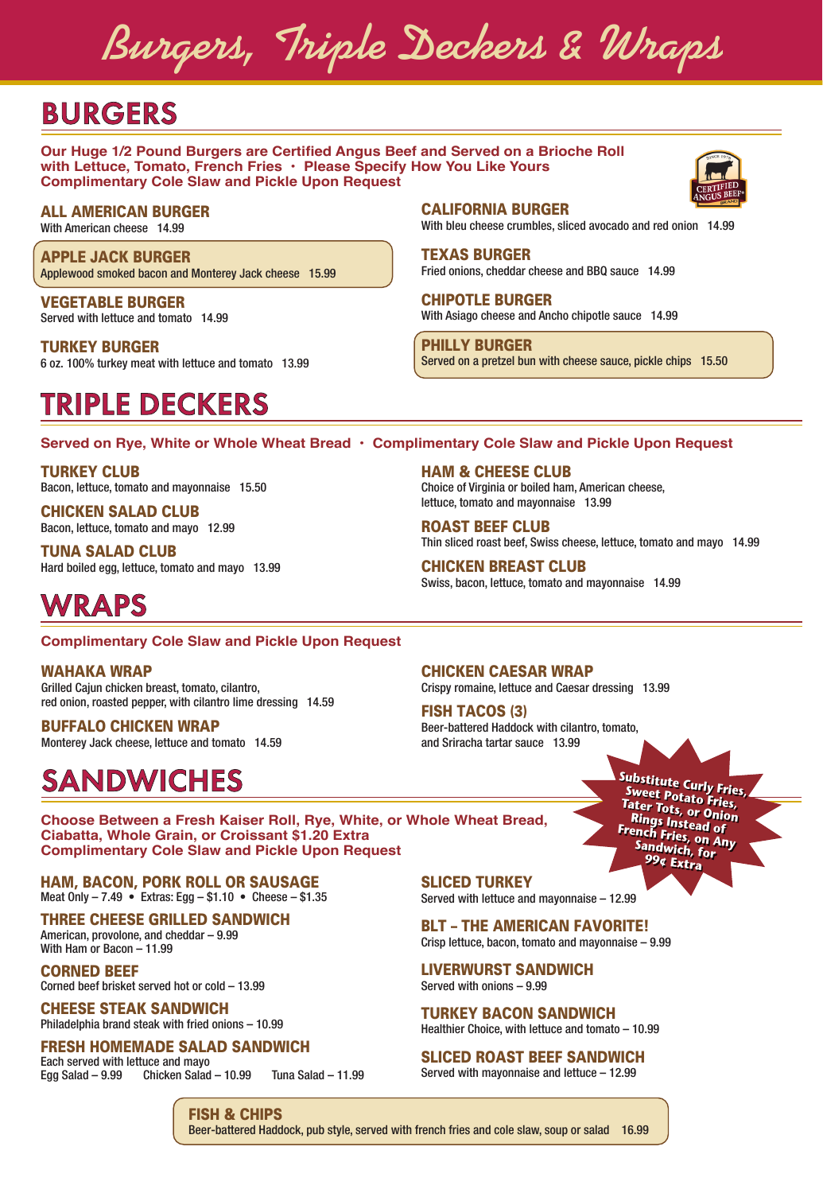# Burgers, Triple Deckers & Wraps

## BURGERS

**Our Huge 1/2 Pound Burgers are Certified Angus Beef and Served on a Brioche Roll with Lettuce, Tomato, French Fries • Please Specify How You Like Yours**
**Complimentary Cole Slaw and Pickle Upon Request**

### ALL AMERICAN BURGER
With American cheese 14.99

### APPLE JACK BURGER
Applewood smoked bacon and Monterey Jack cheese 15.99

### VEGETABLE BURGER
Served with lettuce and tomato 14.99

### TURKEY BURGER
6 oz. 100% turkey meat with lettuce and tomato 13.99

### CALIFORNIA BURGER
With bleu cheese crumbles, sliced avocado and red onion 14.99

### TEXAS BURGER
Fried onions, cheddar cheese and BBQ sauce 14.99

### CHIPOTLE BURGER
With Asiago cheese and Ancho chipotle sauce 14.99

### PHILLY BURGER
Served on a pretzel bun with cheese sauce, pickle chips 15.50

## TRIPLE DECKERS

**Served on Rye, White or Whole Wheat Bread • Complimentary Cole Slaw and Pickle Upon Request**

### TURKEY CLUB
Bacon, lettuce, tomato and mayonnaise 15.50

### CHICKEN SALAD CLUB
Bacon, lettuce, tomato and mayo 12.99

### TUNA SALAD CLUB
Hard boiled egg, lettuce, tomato and mayo 13.99

### HAM & CHEESE CLUB
Choice of Virginia or boiled ham, American cheese, lettuce, tomato and mayonnaise 13.99

### ROAST BEEF CLUB
Thin sliced roast beef, Swiss cheese, lettuce, tomato and mayo 14.99

### CHICKEN BREAST CLUB
Swiss, bacon, lettuce, tomato and mayonnaise 14.99

## WRAPS

**Complimentary Cole Slaw and Pickle Upon Request**

### WAHAKA WRAP
Grilled Cajun chicken breast, tomato, cilantro, red onion, roasted pepper, with cilantro lime dressing 14.59

### BUFFALO CHICKEN WRAP
Monterey Jack cheese, lettuce and tomato 14.59

### CHICKEN CAESAR WRAP
Crispy romaine, lettuce and Caesar dressing 13.99

### FISH TACOS (3)
Beer-battered Haddock with cilantro, tomato, and Sriracha tartar sauce 13.99

## SANDWICHES

**Choose Between a Fresh Kaiser Roll, Rye, White, or Whole Wheat Bread, Ciabatta, Whole Grain, or Croissant $1.20 Extra**
**Complimentary Cole Slaw and Pickle Upon Request**

**Substitute Curly Fries, Sweet Potato Fries, Tater Tots, or Onion Rings Instead of French Fries, on Any Sandwich, for 99¢ Extra**

### HAM, BACON, PORK ROLL OR SAUSAGE
Meat Only – 7.49 • Extras: Egg – $1.10 • Cheese – $1.35

### THREE CHEESE GRILLED SANDWICH
American, provolone, and cheddar – 9.99
With Ham or Bacon – 11.99

### CORNED BEEF
Corned beef brisket served hot or cold – 13.99

### CHEESE STEAK SANDWICH
Philadelphia brand steak with fried onions – 10.99

### FRESH HOMEMADE SALAD SANDWICH
Each served with lettuce and mayo
Egg Salad – 9.99 Chicken Salad – 10.99 Tuna Salad – 11.99

### SLICED TURKEY
Served with lettuce and mayonnaise – 12.99

### BLT – THE AMERICAN FAVORITE!
Crisp lettuce, bacon, tomato and mayonnaise – 9.99

### LIVERWURST SANDWICH
Served with onions – 9.99

### TURKEY BACON SANDWICH
Healthier Choice, with lettuce and tomato – 10.99

### SLICED ROAST BEEF SANDWICH
Served with mayonnaise and lettuce – 12.99

### FISH & CHIPS
Beer-battered Haddock, pub style, served with french fries and cole slaw, soup or salad 16.99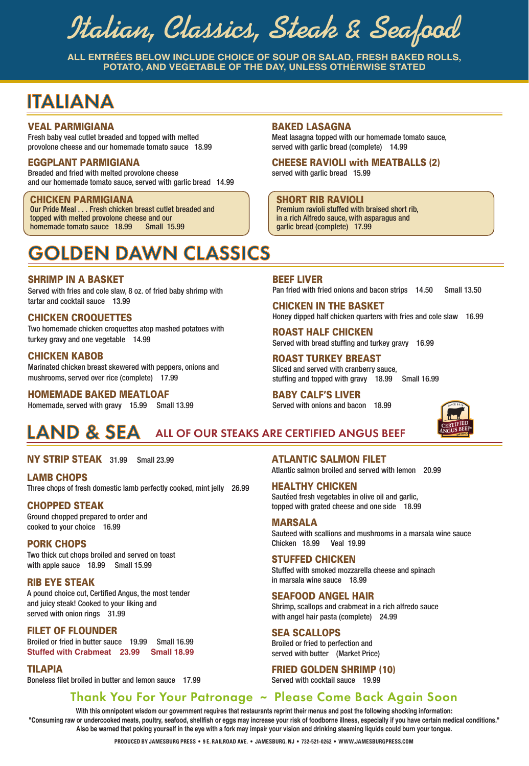# Italian, Classics, Steak & Seafood

**ALL ENTRÉES BELOW INCLUDE CHOICE OF SOUP OR SALAD, FRESH BAKED ROLLS, POTATO, AND VEGETABLE OF THE DAY, UNLESS OTHERWISE STATED**

## ITALIANA

### VEAL PARMIGIANA
Fresh baby veal cutlet breaded and topped with melted provolone cheese and our homemade tomato sauce 18.99

### EGGPLANT PARMIGIANA
Breaded and fried with melted provolone cheese and our homemade tomato sauce, served with garlic bread 14.99

### CHICKEN PARMIGIANA
Our Pride Meal . . . Fresh chicken breast cutlet breaded and topped with melted provolone cheese and our homemade tomato sauce 18.99 Small 15.99

### BAKED LASAGNA
Meat lasagna topped with our homemade tomato sauce, served with garlic bread (complete) 14.99

### CHEESE RAVIOLI with MEATBALLS (2)
served with garlic bread 15.99

### SHORT RIB RAVIOLI
Premium ravioli stuffed with braised short rib, in a rich Alfredo sauce, with asparagus and garlic bread (complete) 17.99

## GOLDEN DAWN CLASSICS

### SHRIMP IN A BASKET
Served with fries and cole slaw, 8 oz. of fried baby shrimp with tartar and cocktail sauce 13.99

### CHICKEN CROQUETTES
Two homemade chicken croquettes atop mashed potatoes with turkey gravy and one vegetable 14.99

### CHICKEN KABOB
Marinated chicken breast skewered with peppers, onions and mushrooms, served over rice (complete) 17.99

### HOMEMADE BAKED MEATLOAF
Homemade, served with gravy 15.99 Small 13.99

### BEEF LIVER
Pan fried with fried onions and bacon strips 14.50 Small 13.50

### CHICKEN IN THE BASKET
Honey dipped half chicken quarters with fries and cole slaw 16.99

### ROAST HALF CHICKEN
Served with bread stuffing and turkey gravy 16.99

### ROAST TURKEY BREAST
Sliced and served with cranberry sauce, stuffing and topped with gravy 18.99 Small 16.99

### BABY CALF'S LIVER
Served with onions and bacon 18.99

## LAND & SEA
ALL OF OUR STEAKS ARE CERTIFIED ANGUS BEEF

### NY STRIP STEAK
31.99 Small 23.99

### LAMB CHOPS
Three chops of fresh domestic lamb perfectly cooked, mint jelly 26.99

### CHOPPED STEAK
Ground chopped prepared to order and cooked to your choice 16.99

### PORK CHOPS
Two thick cut chops broiled and served on toast with apple sauce 18.99 Small 15.99

### RIB EYE STEAK
A pound choice cut, Certified Angus, the most tender and juicy steak! Cooked to your liking and served with onion rings 31.99

### FILET OF FLOUNDER
Broiled or fried in butter sauce 19.99 Small 16.99
**Stuffed with Crabmeat 23.99 Small 18.99**

### TILAPIA
Boneless filet broiled in butter and lemon sauce 17.99

### ATLANTIC SALMON FILET
Atlantic salmon broiled and served with lemon 20.99

### HEALTHY CHICKEN
Sautéed fresh vegetables in olive oil and garlic, topped with grated cheese and one side 18.99

### MARSALA
Sauteed with scallions and mushrooms in a marsala wine sauce
Chicken 18.99 Veal 19.99

### STUFFED CHICKEN
Stuffed with smoked mozzarella cheese and spinach in marsala wine sauce 18.99

### SEAFOOD ANGEL HAIR
Shrimp, scallops and crabmeat in a rich alfredo sauce with angel hair pasta (complete) 24.99

### SEA SCALLOPS
Broiled or fried to perfection and served with butter (Market Price)

### FRIED GOLDEN SHRIMP (10)
Served with cocktail sauce 19.99

## Thank You For Your Patronage ~ Please Come Back Again Soon

**With this omnipotent wisdom our government requires that restaurants reprint their menus and post the following shocking information: "Consuming raw or undercooked meats, poultry, seafood, shellfish or eggs may increase your risk of foodborne illness, especially if you have certain medical conditions." Also be warned that poking yourself in the eye with a fork may impair your vision and drinking steaming liquids could burn your tongue.**

PRODUCED BY JAMESBURG PRESS • 9 E. RAILROAD AVE. • JAMESBURG, NJ • 732-521-0262 • WWW.JAMESBURGPRESS.COM